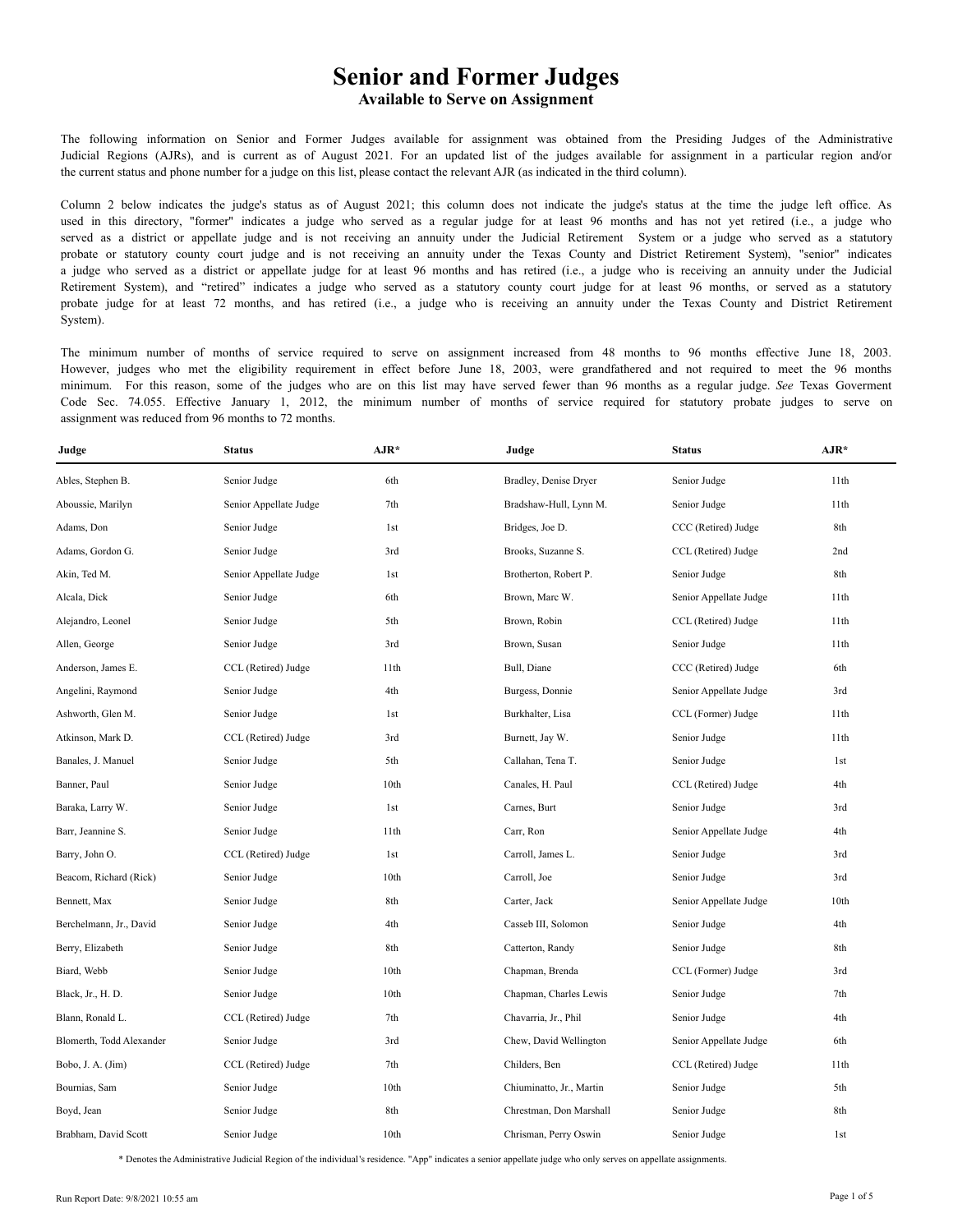# Senior and Former Judges

## Available to Serve on Assignment

The following information on Senior and Former Judges available for assignment was obtained from the Presiding Judges of the Administrative Judicial Regions (AJRs), and is current as of August 2021. For an updated list of the judges available for assignment in a particular region and/or the current status and phone number for a judge on this list, please contact the relevant AJR (as indicated in the third column).

Column 2 below indicates the judge's status as of August 2021; this column does not indicate the judge's status at the time the judge left office. As used in this directory, "former" indicates a judge who served as a regular judge for at least 96 months and has not yet retired (i.e., a judge who served as a district or appellate judge and is not receiving an annuity under the Judicial Retirement System or a judge who served as a statutory probate or statutory county court judge and is not receiving an annuity under the Texas County and District Retirement System), "senior" indicates a judge who served as a district or appellate judge for at least 96 months and has retired (i.e., a judge who is receiving an annuity under the Judicial Retirement System), and "retired" indicates a judge who served as a statutory county court judge for at least 96 months, or served as a statutory probate judge for at least 72 months, and has retired (i.e., a judge who is receiving an annuity under the Texas County and District Retirement System).

The minimum number of months of service required to serve on assignment increased from 48 months to 96 months effective June 18, 2003. However, judges who met the eligibility requirement in effect before June 18, 2003, were grandfathered and not required to meet the 96 months minimum. For this reason, some of the judges who are on this list may have served fewer than 96 months as a regular judge. *See* Texas Goverment Code Sec. 74.055. Effective January 1, 2012, the minimum number of months of service required for statutory probate judges to serve on assignment was reduced from 96 months to 72 months.

| Judge | Status | AJR* |
|---|---|---|
| Ables, Stephen B. | Senior Judge | 6th |
| Aboussie, Marilyn | Senior Appellate Judge | 7th |
| Adams, Don | Senior Judge | 1st |
| Adams, Gordon G. | Senior Judge | 3rd |
| Akin, Ted M. | Senior Appellate Judge | 1st |
| Alcala, Dick | Senior Judge | 6th |
| Alejandro, Leonel | Senior Judge | 5th |
| Allen, George | Senior Judge | 3rd |
| Anderson, James E. | CCL (Retired) Judge | 11th |
| Angelini, Raymond | Senior Judge | 4th |
| Ashworth, Glen M. | Senior Judge | 1st |
| Atkinson, Mark D. | CCL (Retired) Judge | 3rd |
| Banales, J. Manuel | Senior Judge | 5th |
| Banner, Paul | Senior Judge | 10th |
| Baraka, Larry W. | Senior Judge | 1st |
| Barr, Jeannine S. | Senior Judge | 11th |
| Barry, John O. | CCL (Retired) Judge | 1st |
| Beacom, Richard (Rick) | Senior Judge | 10th |
| Bennett, Max | Senior Judge | 8th |
| Berchelmann, Jr., David | Senior Judge | 4th |
| Berry, Elizabeth | Senior Judge | 8th |
| Biard, Webb | Senior Judge | 10th |
| Black, Jr., H. D. | Senior Judge | 10th |
| Blann, Ronald L. | CCL (Retired) Judge | 7th |
| Blomerth, Todd Alexander | Senior Judge | 3rd |
| Bobo, J. A. (Jim) | CCL (Retired) Judge | 7th |
| Bournias, Sam | Senior Judge | 10th |
| Boyd, Jean | Senior Judge | 8th |
| Brabham, David Scott | Senior Judge | 10th |
| Bradley, Denise Dryer | Senior Judge | 11th |
| Bradshaw-Hull, Lynn M. | Senior Judge | 11th |
| Bridges, Joe D. | CCC (Retired) Judge | 8th |
| Brooks, Suzanne S. | CCL (Retired) Judge | 2nd |
| Brotherton, Robert P. | Senior Judge | 8th |
| Brown, Marc W. | Senior Appellate Judge | 11th |
| Brown, Robin | CCL (Retired) Judge | 11th |
| Brown, Susan | Senior Judge | 11th |
| Bull, Diane | CCC (Retired) Judge | 6th |
| Burgess, Donnie | Senior Appellate Judge | 3rd |
| Burkhalter, Lisa | CCL (Former) Judge | 11th |
| Burnett, Jay W. | Senior Judge | 11th |
| Callahan, Tena T. | Senior Judge | 1st |
| Canales, H. Paul | CCL (Retired) Judge | 4th |
| Carnes, Burt | Senior Judge | 3rd |
| Carr, Ron | Senior Appellate Judge | 4th |
| Carroll, James L. | Senior Judge | 3rd |
| Carroll, Joe | Senior Judge | 3rd |
| Carter, Jack | Senior Appellate Judge | 10th |
| Casseb III, Solomon | Senior Judge | 4th |
| Catterton, Randy | Senior Judge | 8th |
| Chapman, Brenda | CCL (Former) Judge | 3rd |
| Chapman, Charles Lewis | Senior Judge | 7th |
| Chavarria, Jr., Phil | Senior Judge | 4th |
| Chew, David Wellington | Senior Appellate Judge | 6th |
| Childers, Ben | CCL (Retired) Judge | 11th |
| Chiuminatto, Jr., Martin | Senior Judge | 5th |
| Chrestman, Don Marshall | Senior Judge | 8th |
| Chrisman, Perry Oswin | Senior Judge | 1st |

\* Denotes the Administrative Judicial Region of the individual's residence. "App" indicates a senior appellate judge who only serves on appellate assignments.

Run Report Date: 9/8/2021 10:55 am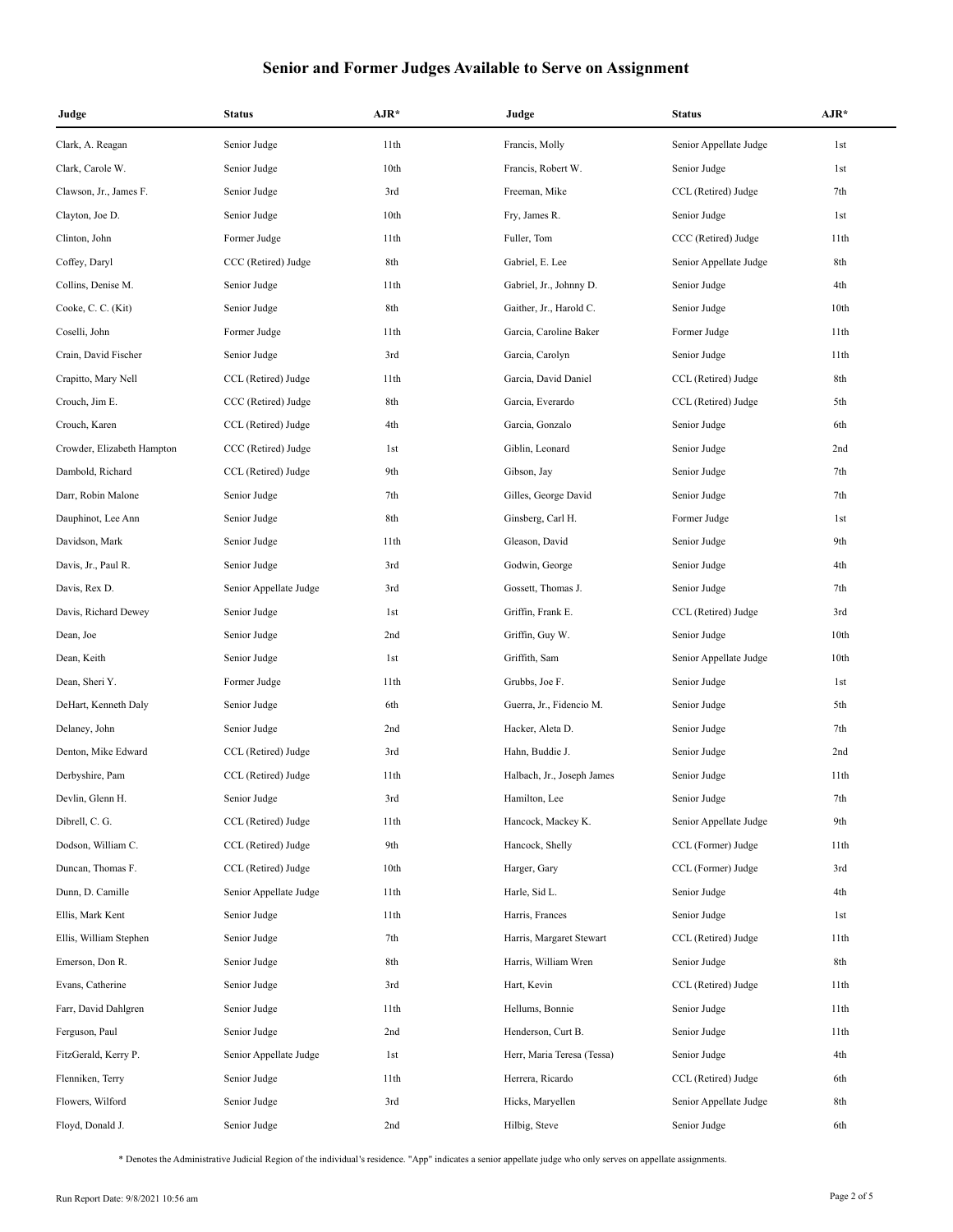# Senior and Former Judges Available to Serve on Assignment

| Judge | Status | AJR* | Judge | Status | AJR* |
|---|---|---|---|---|---|
| Clark, A. Reagan | Senior Judge | 11th | Francis, Molly | Senior Appellate Judge | 1st |
| Clark, Carole W. | Senior Judge | 10th | Francis, Robert W. | Senior Judge | 1st |
| Clawson, Jr., James F. | Senior Judge | 3rd | Freeman, Mike | CCL (Retired) Judge | 7th |
| Clayton, Joe D. | Senior Judge | 10th | Fry, James R. | Senior Judge | 1st |
| Clinton, John | Former Judge | 11th | Fuller, Tom | CCC (Retired) Judge | 11th |
| Coffey, Daryl | CCC (Retired) Judge | 8th | Gabriel, E. Lee | Senior Appellate Judge | 8th |
| Collins, Denise M. | Senior Judge | 11th | Gabriel, Jr., Johnny D. | Senior Judge | 4th |
| Cooke, C. C. (Kit) | Senior Judge | 8th | Gaither, Jr., Harold C. | Senior Judge | 10th |
| Coselli, John | Former Judge | 11th | Garcia, Caroline Baker | Former Judge | 11th |
| Crain, David Fischer | Senior Judge | 3rd | Garcia, Carolyn | Senior Judge | 11th |
| Crapitto, Mary Nell | CCL (Retired) Judge | 11th | Garcia, David Daniel | CCL (Retired) Judge | 8th |
| Crouch, Jim E. | CCC (Retired) Judge | 8th | Garcia, Everardo | CCL (Retired) Judge | 5th |
| Crouch, Karen | CCL (Retired) Judge | 4th | Garcia, Gonzalo | Senior Judge | 6th |
| Crowder, Elizabeth Hampton | CCC (Retired) Judge | 1st | Giblin, Leonard | Senior Judge | 2nd |
| Dambold, Richard | CCL (Retired) Judge | 9th | Gibson, Jay | Senior Judge | 7th |
| Darr, Robin Malone | Senior Judge | 7th | Gilles, George David | Senior Judge | 7th |
| Dauphinot, Lee Ann | Senior Judge | 8th | Ginsberg, Carl H. | Former Judge | 1st |
| Davidson, Mark | Senior Judge | 11th | Gleason, David | Senior Judge | 9th |
| Davis, Jr., Paul R. | Senior Judge | 3rd | Godwin, George | Senior Judge | 4th |
| Davis, Rex D. | Senior Appellate Judge | 3rd | Gossett, Thomas J. | Senior Judge | 7th |
| Davis, Richard Dewey | Senior Judge | 1st | Griffin, Frank E. | CCL (Retired) Judge | 3rd |
| Dean, Joe | Senior Judge | 2nd | Griffin, Guy W. | Senior Judge | 10th |
| Dean, Keith | Senior Judge | 1st | Griffith, Sam | Senior Appellate Judge | 10th |
| Dean, Sheri Y. | Former Judge | 11th | Grubbs, Joe F. | Senior Judge | 1st |
| DeHart, Kenneth Daly | Senior Judge | 6th | Guerra, Jr., Fidencio M. | Senior Judge | 5th |
| Delaney, John | Senior Judge | 2nd | Hacker, Aleta D. | Senior Judge | 7th |
| Denton, Mike Edward | CCL (Retired) Judge | 3rd | Hahn, Buddie J. | Senior Judge | 2nd |
| Derbyshire, Pam | CCL (Retired) Judge | 11th | Halbach, Jr., Joseph James | Senior Judge | 11th |
| Devlin, Glenn H. | Senior Judge | 3rd | Hamilton, Lee | Senior Judge | 7th |
| Dibrell, C. G. | CCL (Retired) Judge | 11th | Hancock, Mackey K. | Senior Appellate Judge | 9th |
| Dodson, William C. | CCL (Retired) Judge | 9th | Hancock, Shelly | CCL (Former) Judge | 11th |
| Duncan, Thomas F. | CCL (Retired) Judge | 10th | Harger, Gary | CCL (Former) Judge | 3rd |
| Dunn, D. Camille | Senior Appellate Judge | 11th | Harle, Sid L. | Senior Judge | 4th |
| Ellis, Mark Kent | Senior Judge | 11th | Harris, Frances | Senior Judge | 1st |
| Ellis, William Stephen | Senior Judge | 7th | Harris, Margaret Stewart | CCL (Retired) Judge | 11th |
| Emerson, Don R. | Senior Judge | 8th | Harris, William Wren | Senior Judge | 8th |
| Evans, Catherine | Senior Judge | 3rd | Hart, Kevin | CCL (Retired) Judge | 11th |
| Farr, David Dahlgren | Senior Judge | 11th | Hellums, Bonnie | Senior Judge | 11th |
| Ferguson, Paul | Senior Judge | 2nd | Henderson, Curt B. | Senior Judge | 11th |
| FitzGerald, Kerry P. | Senior Appellate Judge | 1st | Herr, Maria Teresa (Tessa) | Senior Judge | 4th |
| Flenniken, Terry | Senior Judge | 11th | Herrera, Ricardo | CCL (Retired) Judge | 6th |
| Flowers, Wilford | Senior Judge | 3rd | Hicks, Maryellen | Senior Appellate Judge | 8th |
| Floyd, Donald J. | Senior Judge | 2nd | Hilbig, Steve | Senior Judge | 6th |

* Denotes the Administrative Judicial Region of the individual's residence. "App" indicates a senior appellate judge who only serves on appellate assignments.

Run Report Date: 9/8/2021 10:56 am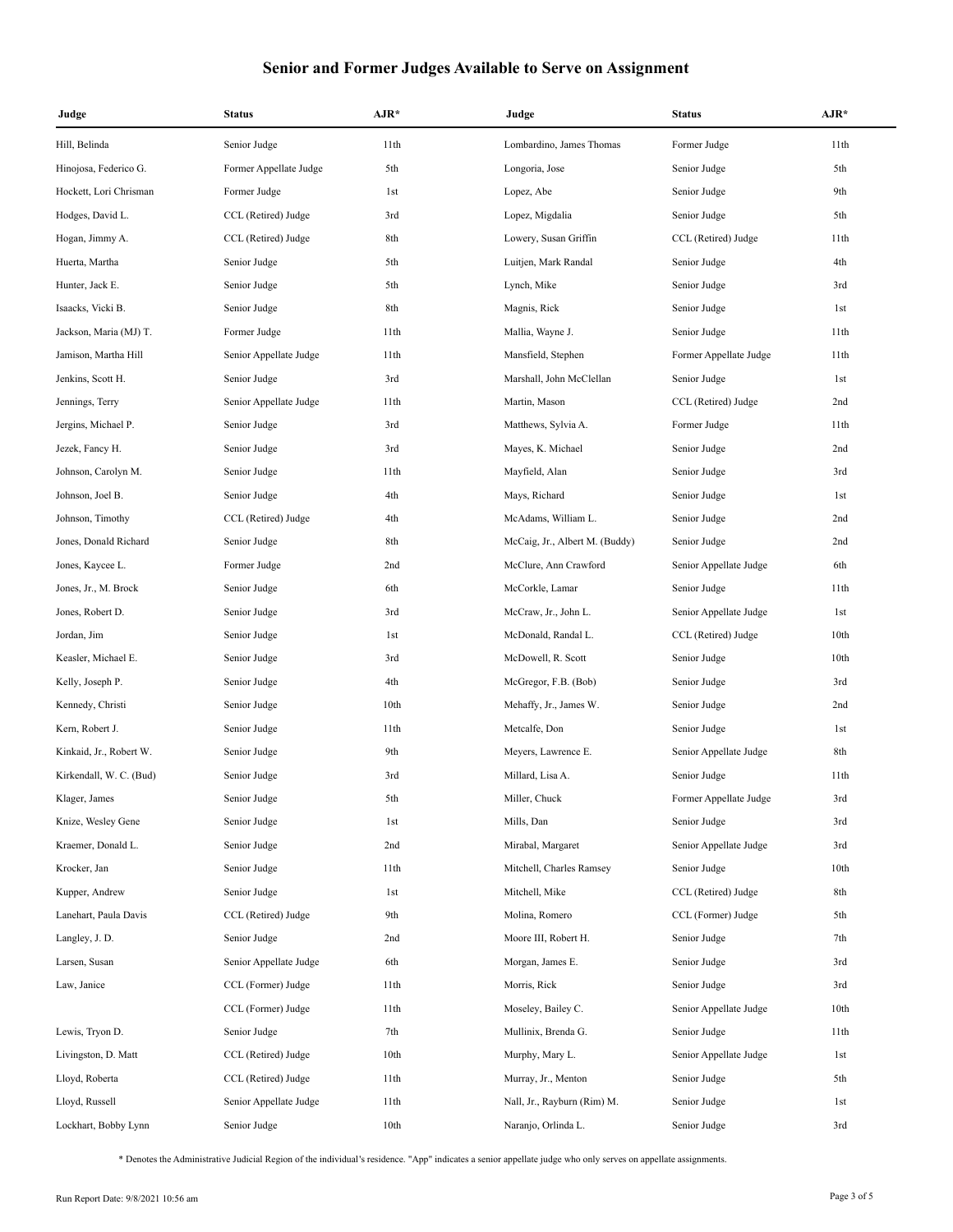# Senior and Former Judges Available to Serve on Assignment

| Judge | Status | AJR* | Judge | Status | AJR* |
|---|---|---|---|---|---|
| Hill, Belinda | Senior Judge | 11th | Lombardino, James Thomas | Former Judge | 11th |
| Hinojosa, Federico G. | Former Appellate Judge | 5th | Longoria, Jose | Senior Judge | 5th |
| Hockett, Lori Chrisman | Former Judge | 1st | Lopez, Abe | Senior Judge | 9th |
| Hodges, David L. | CCL (Retired) Judge | 3rd | Lopez, Migdalia | Senior Judge | 5th |
| Hogan, Jimmy A. | CCL (Retired) Judge | 8th | Lowery, Susan Griffin | CCL (Retired) Judge | 11th |
| Huerta, Martha | Senior Judge | 5th | Luitjen, Mark Randal | Senior Judge | 4th |
| Hunter, Jack E. | Senior Judge | 5th | Lynch, Mike | Senior Judge | 3rd |
| Isaacks, Vicki B. | Senior Judge | 8th | Magnis, Rick | Senior Judge | 1st |
| Jackson, Maria (MJ) T. | Former Judge | 11th | Mallia, Wayne J. | Senior Judge | 11th |
| Jamison, Martha Hill | Senior Appellate Judge | 11th | Mansfield, Stephen | Former Appellate Judge | 11th |
| Jenkins, Scott H. | Senior Judge | 3rd | Marshall, John McClellan | Senior Judge | 1st |
| Jennings, Terry | Senior Appellate Judge | 11th | Martin, Mason | CCL (Retired) Judge | 2nd |
| Jergins, Michael P. | Senior Judge | 3rd | Matthews, Sylvia A. | Former Judge | 11th |
| Jezek, Fancy H. | Senior Judge | 3rd | Mayes, K. Michael | Senior Judge | 2nd |
| Johnson, Carolyn M. | Senior Judge | 11th | Mayfield, Alan | Senior Judge | 3rd |
| Johnson, Joel B. | Senior Judge | 4th | Mays, Richard | Senior Judge | 1st |
| Johnson, Timothy | CCL (Retired) Judge | 4th | McAdams, William L. | Senior Judge | 2nd |
| Jones, Donald Richard | Senior Judge | 8th | McCaig, Jr., Albert M. (Buddy) | Senior Judge | 2nd |
| Jones, Kaycee L. | Former Judge | 2nd | McClure, Ann Crawford | Senior Appellate Judge | 6th |
| Jones, Jr., M. Brock | Senior Judge | 6th | McCorkle, Lamar | Senior Judge | 11th |
| Jones, Robert D. | Senior Judge | 3rd | McCraw, Jr., John L. | Senior Appellate Judge | 1st |
| Jordan, Jim | Senior Judge | 1st | McDonald, Randal L. | CCL (Retired) Judge | 10th |
| Keasler, Michael E. | Senior Judge | 3rd | McDowell, R. Scott | Senior Judge | 10th |
| Kelly, Joseph P. | Senior Judge | 4th | McGregor, F.B. (Bob) | Senior Judge | 3rd |
| Kennedy, Christi | Senior Judge | 10th | Mehaffy, Jr., James W. | Senior Judge | 2nd |
| Kern, Robert J. | Senior Judge | 11th | Metcalfe, Don | Senior Judge | 1st |
| Kinkaid, Jr., Robert W. | Senior Judge | 9th | Meyers, Lawrence E. | Senior Appellate Judge | 8th |
| Kirkendall, W. C. (Bud) | Senior Judge | 3rd | Millard, Lisa A. | Senior Judge | 11th |
| Klager, James | Senior Judge | 5th | Miller, Chuck | Former Appellate Judge | 3rd |
| Knize, Wesley Gene | Senior Judge | 1st | Mills, Dan | Senior Judge | 3rd |
| Kraemer, Donald L. | Senior Judge | 2nd | Mirabal, Margaret | Senior Appellate Judge | 3rd |
| Krocker, Jan | Senior Judge | 11th | Mitchell, Charles Ramsey | Senior Judge | 10th |
| Kupper, Andrew | Senior Judge | 1st | Mitchell, Mike | CCL (Retired) Judge | 8th |
| Lanehart, Paula Davis | CCL (Retired) Judge | 9th | Molina, Romero | CCL (Former) Judge | 5th |
| Langley, J. D. | Senior Judge | 2nd | Moore III, Robert H. | Senior Judge | 7th |
| Larsen, Susan | Senior Appellate Judge | 6th | Morgan, James E. | Senior Judge | 3rd |
| Law, Janice | CCL (Former) Judge | 11th | Morris, Rick | Senior Judge | 3rd |
| | CCL (Former) Judge | 11th | Moseley, Bailey C. | Senior Appellate Judge | 10th |
| Lewis, Tryon D. | Senior Judge | 7th | Mullinix, Brenda G. | Senior Judge | 11th |
| Livingston, D. Matt | CCL (Retired) Judge | 10th | Murphy, Mary L. | Senior Appellate Judge | 1st |
| Lloyd, Roberta | CCL (Retired) Judge | 11th | Murray, Jr., Menton | Senior Judge | 5th |
| Lloyd, Russell | Senior Appellate Judge | 11th | Nall, Jr., Rayburn (Rim) M. | Senior Judge | 1st |
| Lockhart, Bobby Lynn | Senior Judge | 10th | Naranjo, Orlinda L. | Senior Judge | 3rd |

\* Denotes the Administrative Judicial Region of the individual's residence. "App" indicates a senior appellate judge who only serves on appellate assignments.

Run Report Date: 9/8/2021 10:56 am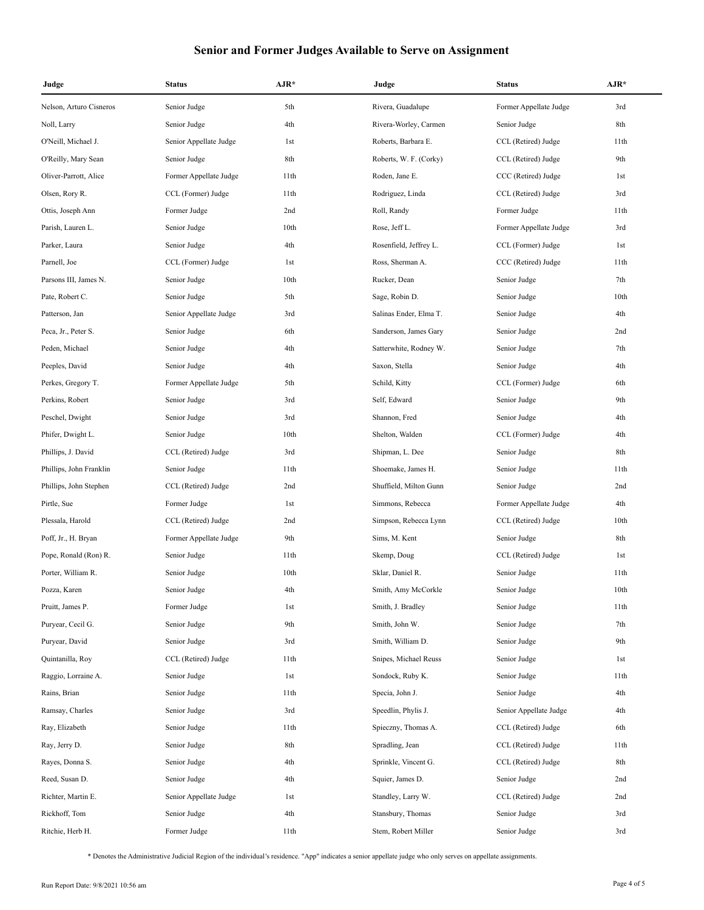# Senior and Former Judges Available to Serve on Assignment

| Judge | Status | AJR* | Judge | Status | AJR* |
|---|---|---|---|---|---|
| Nelson, Arturo Cisneros | Senior Judge | 5th | Rivera, Guadalupe | Former Appellate Judge | 3rd |
| Noll, Larry | Senior Judge | 4th | Rivera-Worley, Carmen | Senior Judge | 8th |
| O'Neill, Michael J. | Senior Appellate Judge | 1st | Roberts, Barbara E. | CCL (Retired) Judge | 11th |
| O'Reilly, Mary Sean | Senior Judge | 8th | Roberts, W. F. (Corky) | CCL (Retired) Judge | 9th |
| Oliver-Parrott, Alice | Former Appellate Judge | 11th | Roden, Jane E. | CCC (Retired) Judge | 1st |
| Olsen, Rory R. | CCL (Former) Judge | 11th | Rodriguez, Linda | CCL (Retired) Judge | 3rd |
| Ottis, Joseph Ann | Former Judge | 2nd | Roll, Randy | Former Judge | 11th |
| Parish, Lauren L. | Senior Judge | 10th | Rose, Jeff L. | Former Appellate Judge | 3rd |
| Parker, Laura | Senior Judge | 4th | Rosenfield, Jeffrey L. | CCL (Former) Judge | 1st |
| Parnell, Joe | CCL (Former) Judge | 1st | Ross, Sherman A. | CCC (Retired) Judge | 11th |
| Parsons III, James N. | Senior Judge | 10th | Rucker, Dean | Senior Judge | 7th |
| Pate, Robert C. | Senior Judge | 5th | Sage, Robin D. | Senior Judge | 10th |
| Patterson, Jan | Senior Appellate Judge | 3rd | Salinas Ender, Elma T. | Senior Judge | 4th |
| Peca, Jr., Peter S. | Senior Judge | 6th | Sanderson, James Gary | Senior Judge | 2nd |
| Peden, Michael | Senior Judge | 4th | Satterwhite, Rodney W. | Senior Judge | 7th |
| Peeples, David | Senior Judge | 4th | Saxon, Stella | Senior Judge | 4th |
| Perkes, Gregory T. | Former Appellate Judge | 5th | Schild, Kitty | CCL (Former) Judge | 6th |
| Perkins, Robert | Senior Judge | 3rd | Self, Edward | Senior Judge | 9th |
| Peschel, Dwight | Senior Judge | 3rd | Shannon, Fred | Senior Judge | 4th |
| Phifer, Dwight L. | Senior Judge | 10th | Shelton, Walden | CCL (Former) Judge | 4th |
| Phillips, J. David | CCL (Retired) Judge | 3rd | Shipman, L. Dee | Senior Judge | 8th |
| Phillips, John Franklin | Senior Judge | 11th | Shoemake, James H. | Senior Judge | 11th |
| Phillips, John Stephen | CCL (Retired) Judge | 2nd | Shuffield, Milton Gunn | Senior Judge | 2nd |
| Pirtle, Sue | Former Judge | 1st | Simmons, Rebecca | Former Appellate Judge | 4th |
| Plessala, Harold | CCL (Retired) Judge | 2nd | Simpson, Rebecca Lynn | CCL (Retired) Judge | 10th |
| Poff, Jr., H. Bryan | Former Appellate Judge | 9th | Sims, M. Kent | Senior Judge | 8th |
| Pope, Ronald (Ron) R. | Senior Judge | 11th | Skemp, Doug | CCL (Retired) Judge | 1st |
| Porter, William R. | Senior Judge | 10th | Sklar, Daniel R. | Senior Judge | 11th |
| Pozza, Karen | Senior Judge | 4th | Smith, Amy McCorkle | Senior Judge | 10th |
| Pruitt, James P. | Former Judge | 1st | Smith, J. Bradley | Senior Judge | 11th |
| Puryear, Cecil G. | Senior Judge | 9th | Smith, John W. | Senior Judge | 7th |
| Puryear, David | Senior Judge | 3rd | Smith, William D. | Senior Judge | 9th |
| Quintanilla, Roy | CCL (Retired) Judge | 11th | Snipes, Michael Reuss | Senior Judge | 1st |
| Raggio, Lorraine A. | Senior Judge | 1st | Sondock, Ruby K. | Senior Judge | 11th |
| Rains, Brian | Senior Judge | 11th | Specia, John J. | Senior Judge | 4th |
| Ramsay, Charles | Senior Judge | 3rd | Speedlin, Phylis J. | Senior Appellate Judge | 4th |
| Ray, Elizabeth | Senior Judge | 11th | Spieczny, Thomas A. | CCL (Retired) Judge | 6th |
| Ray, Jerry D. | Senior Judge | 8th | Spradling, Jean | CCL (Retired) Judge | 11th |
| Rayes, Donna S. | Senior Judge | 4th | Sprinkle, Vincent G. | CCL (Retired) Judge | 8th |
| Reed, Susan D. | Senior Judge | 4th | Squier, James D. | Senior Judge | 2nd |
| Richter, Martin E. | Senior Appellate Judge | 1st | Standley, Larry W. | CCL (Retired) Judge | 2nd |
| Rickhoff, Tom | Senior Judge | 4th | Stansbury, Thomas | Senior Judge | 3rd |
| Ritchie, Herb H. | Former Judge | 11th | Stem, Robert Miller | Senior Judge | 3rd |

* Denotes the Administrative Judicial Region of the individual's residence. "App" indicates a senior appellate judge who only serves on appellate assignments.

Run Report Date: 9/8/2021 10:56 am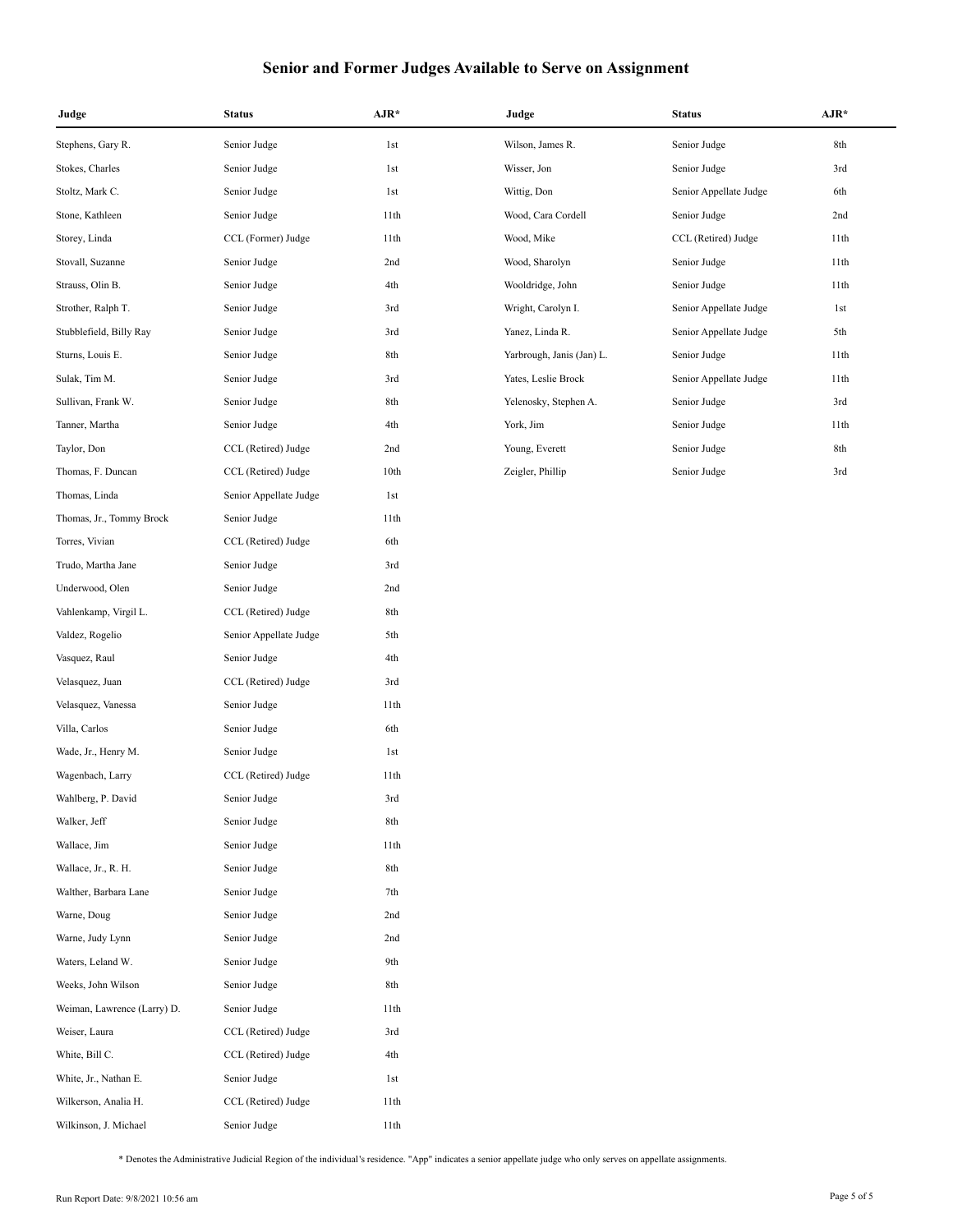# Senior and Former Judges Available to Serve on Assignment

| Judge | Status | AJR* |
|---|---|---|
| Stephens, Gary R. | Senior Judge | 1st |
| Stokes, Charles | Senior Judge | 1st |
| Stoltz, Mark C. | Senior Judge | 1st |
| Stone, Kathleen | Senior Judge | 11th |
| Storey, Linda | CCL (Former) Judge | 11th |
| Stovall, Suzanne | Senior Judge | 2nd |
| Strauss, Olin B. | Senior Judge | 4th |
| Strother, Ralph T. | Senior Judge | 3rd |
| Stubblefield, Billy Ray | Senior Judge | 3rd |
| Sturns, Louis E. | Senior Judge | 8th |
| Sulak, Tim M. | Senior Judge | 3rd |
| Sullivan, Frank W. | Senior Judge | 8th |
| Tanner, Martha | Senior Judge | 4th |
| Taylor, Don | CCL (Retired) Judge | 2nd |
| Thomas, F. Duncan | CCL (Retired) Judge | 10th |
| Thomas, Linda | Senior Appellate Judge | 1st |
| Thomas, Jr., Tommy Brock | Senior Judge | 11th |
| Torres, Vivian | CCL (Retired) Judge | 6th |
| Trudo, Martha Jane | Senior Judge | 3rd |
| Underwood, Olen | Senior Judge | 2nd |
| Vahlenkamp, Virgil L. | CCL (Retired) Judge | 8th |
| Valdez, Rogelio | Senior Appellate Judge | 5th |
| Vasquez, Raul | Senior Judge | 4th |
| Velasquez, Juan | CCL (Retired) Judge | 3rd |
| Velasquez, Vanessa | Senior Judge | 11th |
| Villa, Carlos | Senior Judge | 6th |
| Wade, Jr., Henry M. | Senior Judge | 1st |
| Wagenbach, Larry | CCL (Retired) Judge | 11th |
| Wahlberg, P. David | Senior Judge | 3rd |
| Walker, Jeff | Senior Judge | 8th |
| Wallace, Jim | Senior Judge | 11th |
| Wallace, Jr., R. H. | Senior Judge | 8th |
| Walther, Barbara Lane | Senior Judge | 7th |
| Warne, Doug | Senior Judge | 2nd |
| Warne, Judy Lynn | Senior Judge | 2nd |
| Waters, Leland W. | Senior Judge | 9th |
| Weeks, John Wilson | Senior Judge | 8th |
| Weiman, Lawrence (Larry) D. | Senior Judge | 11th |
| Weiser, Laura | CCL (Retired) Judge | 3rd |
| White, Bill C. | CCL (Retired) Judge | 4th |
| White, Jr., Nathan E. | Senior Judge | 1st |
| Wilkerson, Analia H. | CCL (Retired) Judge | 11th |
| Wilkinson, J. Michael | Senior Judge | 11th |
| Wilson, James R. | Senior Judge | 8th |
| Wisser, Jon | Senior Judge | 3rd |
| Wittig, Don | Senior Appellate Judge | 6th |
| Wood, Cara Cordell | Senior Judge | 2nd |
| Wood, Mike | CCL (Retired) Judge | 11th |
| Wood, Sharolyn | Senior Judge | 11th |
| Wooldridge, John | Senior Judge | 11th |
| Wright, Carolyn I. | Senior Appellate Judge | 1st |
| Yanez, Linda R. | Senior Appellate Judge | 5th |
| Yarbrough, Janis (Jan) L. | Senior Judge | 11th |
| Yates, Leslie Brock | Senior Appellate Judge | 11th |
| Yelenosky, Stephen A. | Senior Judge | 3rd |
| York, Jim | Senior Judge | 11th |
| Young, Everett | Senior Judge | 8th |
| Zeigler, Phillip | Senior Judge | 3rd |

* Denotes the Administrative Judicial Region of the individual's residence. "App" indicates a senior appellate judge who only serves on appellate assignments.

Run Report Date: 9/8/2021 10:56 am